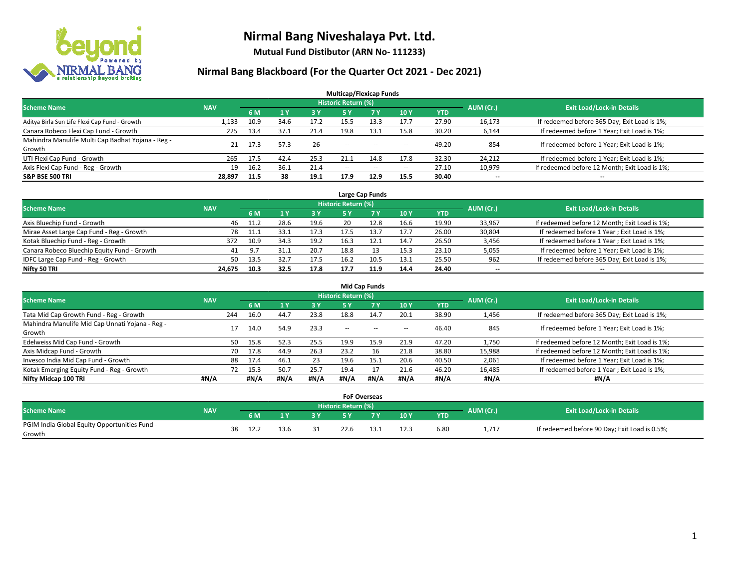# Nirmal Bang Niveshalaya Pvt. Ltd.

**Mutual Fund Distibutor (ARN No- 111233)**

## Nirmal Bang Blackboard (For the Quarter Oct 2021 - Dec 2021)

### Multicap/Flexicap Funds

| Scheme Name | NAV | Historic Return (%) | | | | | | | AUM (Cr.) | Exit Load/Lock-in Details |
|---|---|---|---|---|---|---|---|---|---|---|
| | | 6 M | 1 Y | 3 Y | 5 Y | 7 Y | 10 Y | YTD | | |
| Aditya Birla Sun Life Flexi Cap Fund - Growth | 1,133 | 10.9 | 34.6 | 17.2 | 15.5 | 13.3 | 17.7 | 27.90 | 16,173 | If redeemed before 365 Day; Exit Load is 1%; |
| Canara Robeco Flexi Cap Fund - Growth | 225 | 13.4 | 37.1 | 21.4 | 19.8 | 13.1 | 15.8 | 30.20 | 6,144 | If redeemed before 1 Year; Exit Load is 1%; |
| Mahindra Manulife Multi Cap Badhat Yojana - Reg - Growth | 21 | 17.3 | 57.3 | 26 | -- | -- | -- | 49.20 | 854 | If redeemed before 1 Year; Exit Load is 1%; |
| UTI Flexi Cap Fund - Growth | 265 | 17.5 | 42.4 | 25.3 | 21.1 | 14.8 | 17.8 | 32.30 | 24,212 | If redeemed before 1 Year; Exit Load is 1%; |
| Axis Flexi Cap Fund - Reg - Growth | 19 | 16.2 | 36.1 | 21.4 | -- | -- | -- | 27.10 | 10,979 | If redeemed before 12 Month; Exit Load is 1%; |
| **S&P BSE 500 TRI** | **28,897** | **11.5** | **38** | **19.1** | **17.9** | **12.9** | **15.5** | **30.40** | **--** | **--** |

### Large Cap Funds

| Scheme Name | NAV | Historic Return (%) | | | | | | | AUM (Cr.) | Exit Load/Lock-in Details |
|---|---|---|---|---|---|---|---|---|---|---|
| | | 6 M | 1 Y | 3 Y | 5 Y | 7 Y | 10 Y | YTD | | |
| Axis Bluechip Fund - Growth | 46 | 11.2 | 28.6 | 19.6 | 20 | 12.8 | 16.6 | 19.90 | 33,967 | If redeemed before 12 Month; Exit Load is 1%; |
| Mirae Asset Large Cap Fund - Reg - Growth | 78 | 11.1 | 33.1 | 17.3 | 17.5 | 13.7 | 17.7 | 26.00 | 30,804 | If redeemed before 1 Year ; Exit Load is 1%; |
| Kotak Bluechip Fund - Reg - Growth | 372 | 10.9 | 34.3 | 19.2 | 16.3 | 12.1 | 14.7 | 26.50 | 3,456 | If redeemed before 1 Year ; Exit Load is 1%; |
| Canara Robeco Bluechip Equity Fund - Growth | 41 | 9.7 | 31.1 | 20.7 | 18.8 | 13 | 15.3 | 23.10 | 5,055 | If redeemed before 1 Year; Exit Load is 1%; |
| IDFC Large Cap Fund - Reg - Growth | 50 | 13.5 | 32.7 | 17.5 | 16.2 | 10.5 | 13.1 | 25.50 | 962 | If redeemed before 365 Day; Exit Load is 1%; |
| **Nifty 50 TRI** | **24,675** | **10.3** | **32.5** | **17.8** | **17.7** | **11.9** | **14.4** | **24.40** | **--** | **--** |

### Mid Cap Funds

| Scheme Name | NAV | Historic Return (%) | | | | | | | AUM (Cr.) | Exit Load/Lock-in Details |
|---|---|---|---|---|---|---|---|---|---|---|
| | | 6 M | 1 Y | 3 Y | 5 Y | 7 Y | 10 Y | YTD | | |
| Tata Mid Cap Growth Fund - Reg - Growth | 244 | 16.0 | 44.7 | 23.8 | 18.8 | 14.7 | 20.1 | 38.90 | 1,456 | If redeemed before 365 Day; Exit Load is 1%; |
| Mahindra Manulife Mid Cap Unnati Yojana - Reg - Growth | 17 | 14.0 | 54.9 | 23.3 | -- | -- | -- | 46.40 | 845 | If redeemed before 1 Year; Exit Load is 1%; |
| Edelweiss Mid Cap Fund - Growth | 50 | 15.8 | 52.3 | 25.5 | 19.9 | 15.9 | 21.9 | 47.20 | 1,750 | If redeemed before 12 Month; Exit Load is 1%; |
| Axis Midcap Fund - Growth | 70 | 17.8 | 44.9 | 26.3 | 23.2 | 16 | 21.8 | 38.80 | 15,988 | If redeemed before 12 Month; Exit Load is 1%; |
| Invesco India Mid Cap Fund - Growth | 88 | 17.4 | 46.1 | 23 | 19.6 | 15.1 | 20.6 | 40.50 | 2,061 | If redeemed before 1 Year; Exit Load is 1%; |
| Kotak Emerging Equity Fund - Reg - Growth | 72 | 15.3 | 50.7 | 25.7 | 19.4 | 17 | 21.6 | 46.20 | 16,485 | If redeemed before 1 Year ; Exit Load is 1%; |
| **Nifty Midcap 100 TRI** | **#N/A** | **#N/A** | **#N/A** | **#N/A** | **#N/A** | **#N/A** | **#N/A** | **#N/A** | **#N/A** | **#N/A** |

### FoF Overseas

| Scheme Name | NAV | Historic Return (%) | | | | | | | AUM (Cr.) | Exit Load/Lock-in Details |
|---|---|---|---|---|---|---|---|---|---|---|
| | | 6 M | 1 Y | 3 Y | 5 Y | 7 Y | 10 Y | YTD | | |
| PGIM India Global Equity Opportunities Fund - Growth | 38 | 12.2 | 13.6 | 31 | 22.6 | 13.1 | 12.3 | 6.80 | 1,717 | If redeemed before 90 Day; Exit Load is 0.5%; |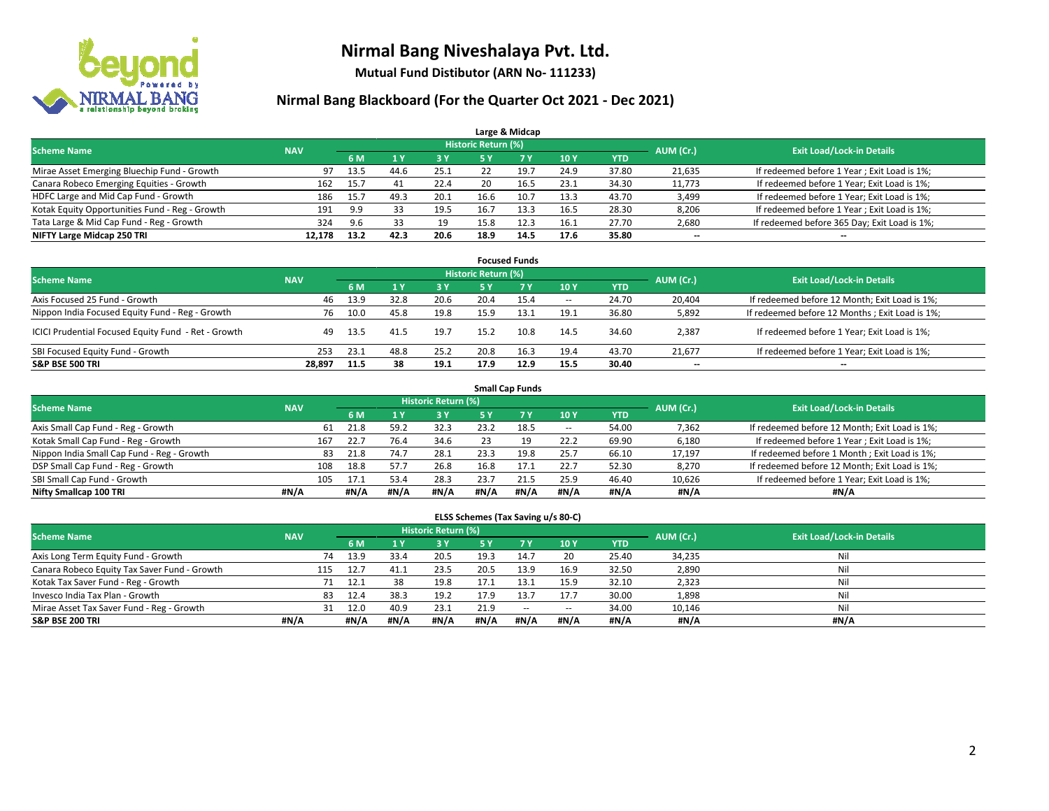# Nirmal Bang Niveshalaya Pvt. Ltd.

**Mutual Fund Distibutor (ARN No- 111233)**

## Nirmal Bang Blackboard (For the Quarter Oct 2021 - Dec 2021)

### Large & Midcap

| Scheme Name | NAV | Historic Return (%) | | | | | | | AUM (Cr.) | Exit Load/Lock-in Details |
|---|---|---|---|---|---|---|---|---|---|---|
| | | 6 M | 1 Y | 3 Y | 5 Y | 7 Y | 10 Y | YTD | | |
| Mirae Asset Emerging Bluechip Fund - Growth | 97 | 13.5 | 44.6 | 25.1 | 22 | 19.7 | 24.9 | 37.80 | 21,635 | If redeemed before 1 Year ; Exit Load is 1%; |
| Canara Robeco Emerging Equities - Growth | 162 | 15.7 | 41 | 22.4 | 20 | 16.5 | 23.1 | 34.30 | 11,773 | If redeemed before 1 Year; Exit Load is 1%; |
| HDFC Large and Mid Cap Fund - Growth | 186 | 15.7 | 49.3 | 20.1 | 16.6 | 10.7 | 13.3 | 43.70 | 3,499 | If redeemed before 1 Year; Exit Load is 1%; |
| Kotak Equity Opportunities Fund - Reg - Growth | 191 | 9.9 | 33 | 19.5 | 16.7 | 13.3 | 16.5 | 28.30 | 8,206 | If redeemed before 1 Year ; Exit Load is 1%; |
| Tata Large & Mid Cap Fund - Reg - Growth | 324 | 9.6 | 33 | 19 | 15.8 | 12.3 | 16.1 | 27.70 | 2,680 | If redeemed before 365 Day; Exit Load is 1%; |
| **NIFTY Large Midcap 250 TRI** | **12,178** | **13.2** | **42.3** | **20.6** | **18.9** | **14.5** | **17.6** | **35.80** | **--** | **--** |

### Focused Funds

| Scheme Name | NAV | Historic Return (%) | | | | | | | AUM (Cr.) | Exit Load/Lock-in Details |
|---|---|---|---|---|---|---|---|---|---|---|
| | | 6 M | 1 Y | 3 Y | 5 Y | 7 Y | 10 Y | YTD | | |
| Axis Focused 25 Fund - Growth | 46 | 13.9 | 32.8 | 20.6 | 20.4 | 15.4 | -- | 24.70 | 20,404 | If redeemed before 12 Month; Exit Load is 1%; |
| Nippon India Focused Equity Fund - Reg - Growth | 76 | 10.0 | 45.8 | 19.8 | 15.9 | 13.1 | 19.1 | 36.80 | 5,892 | If redeemed before 12 Months ; Exit Load is 1%; |
| ICICI Prudential Focused Equity Fund - Ret - Growth | 49 | 13.5 | 41.5 | 19.7 | 15.2 | 10.8 | 14.5 | 34.60 | 2,387 | If redeemed before 1 Year; Exit Load is 1%; |
| SBI Focused Equity Fund - Growth | 253 | 23.1 | 48.8 | 25.2 | 20.8 | 16.3 | 19.4 | 43.70 | 21,677 | If redeemed before 1 Year; Exit Load is 1%; |
| **S&P BSE 500 TRI** | **28,897** | **11.5** | **38** | **19.1** | **17.9** | **12.9** | **15.5** | **30.40** | **--** | **--** |

### Small Cap Funds

| Scheme Name | NAV | Historic Return (%) | | | | | | | AUM (Cr.) | Exit Load/Lock-in Details |
|---|---|---|---|---|---|---|---|---|---|---|
| | | 6 M | 1 Y | 3 Y | 5 Y | 7 Y | 10 Y | YTD | | |
| Axis Small Cap Fund - Reg - Growth | 61 | 21.8 | 59.2 | 32.3 | 23.2 | 18.5 | -- | 54.00 | 7,362 | If redeemed before 12 Month; Exit Load is 1%; |
| Kotak Small Cap Fund - Reg - Growth | 167 | 22.7 | 76.4 | 34.6 | 23 | 19 | 22.2 | 69.90 | 6,180 | If redeemed before 1 Year ; Exit Load is 1%; |
| Nippon India Small Cap Fund - Reg - Growth | 83 | 21.8 | 74.7 | 28.1 | 23.3 | 19.8 | 25.7 | 66.10 | 17,197 | If redeemed before 1 Month ; Exit Load is 1%; |
| DSP Small Cap Fund - Reg - Growth | 108 | 18.8 | 57.7 | 26.8 | 16.8 | 17.1 | 22.7 | 52.30 | 8,270 | If redeemed before 12 Month; Exit Load is 1%; |
| SBI Small Cap Fund - Growth | 105 | 17.1 | 53.4 | 28.3 | 23.7 | 21.5 | 25.9 | 46.40 | 10,626 | If redeemed before 1 Year; Exit Load is 1%; |
| **Nifty Smallcap 100 TRI** | **#N/A** | **#N/A** | **#N/A** | **#N/A** | **#N/A** | **#N/A** | **#N/A** | **#N/A** | **#N/A** | **#N/A** |

### ELSS Schemes (Tax Saving u/s 80-C)

| Scheme Name | NAV | Historic Return (%) | | | | | | | AUM (Cr.) | Exit Load/Lock-in Details |
|---|---|---|---|---|---|---|---|---|---|---|
| | | 6 M | 1 Y | 3 Y | 5 Y | 7 Y | 10 Y | YTD | | |
| Axis Long Term Equity Fund - Growth | 74 | 13.9 | 33.4 | 20.5 | 19.3 | 14.7 | 20 | 25.40 | 34,235 | Nil |
| Canara Robeco Equity Tax Saver Fund - Growth | 115 | 12.7 | 41.1 | 23.5 | 20.5 | 13.9 | 16.9 | 32.50 | 2,890 | Nil |
| Kotak Tax Saver Fund - Reg - Growth | 71 | 12.1 | 38 | 19.8 | 17.1 | 13.1 | 15.9 | 32.10 | 2,323 | Nil |
| Invesco India Tax Plan - Growth | 83 | 12.4 | 38.3 | 19.2 | 17.9 | 13.7 | 17.7 | 30.00 | 1,898 | Nil |
| Mirae Asset Tax Saver Fund - Reg - Growth | 31 | 12.0 | 40.9 | 23.1 | 21.9 | -- | -- | 34.00 | 10,146 | Nil |
| **S&P BSE 200 TRI** | **#N/A** | **#N/A** | **#N/A** | **#N/A** | **#N/A** | **#N/A** | **#N/A** | **#N/A** | **#N/A** | **#N/A** |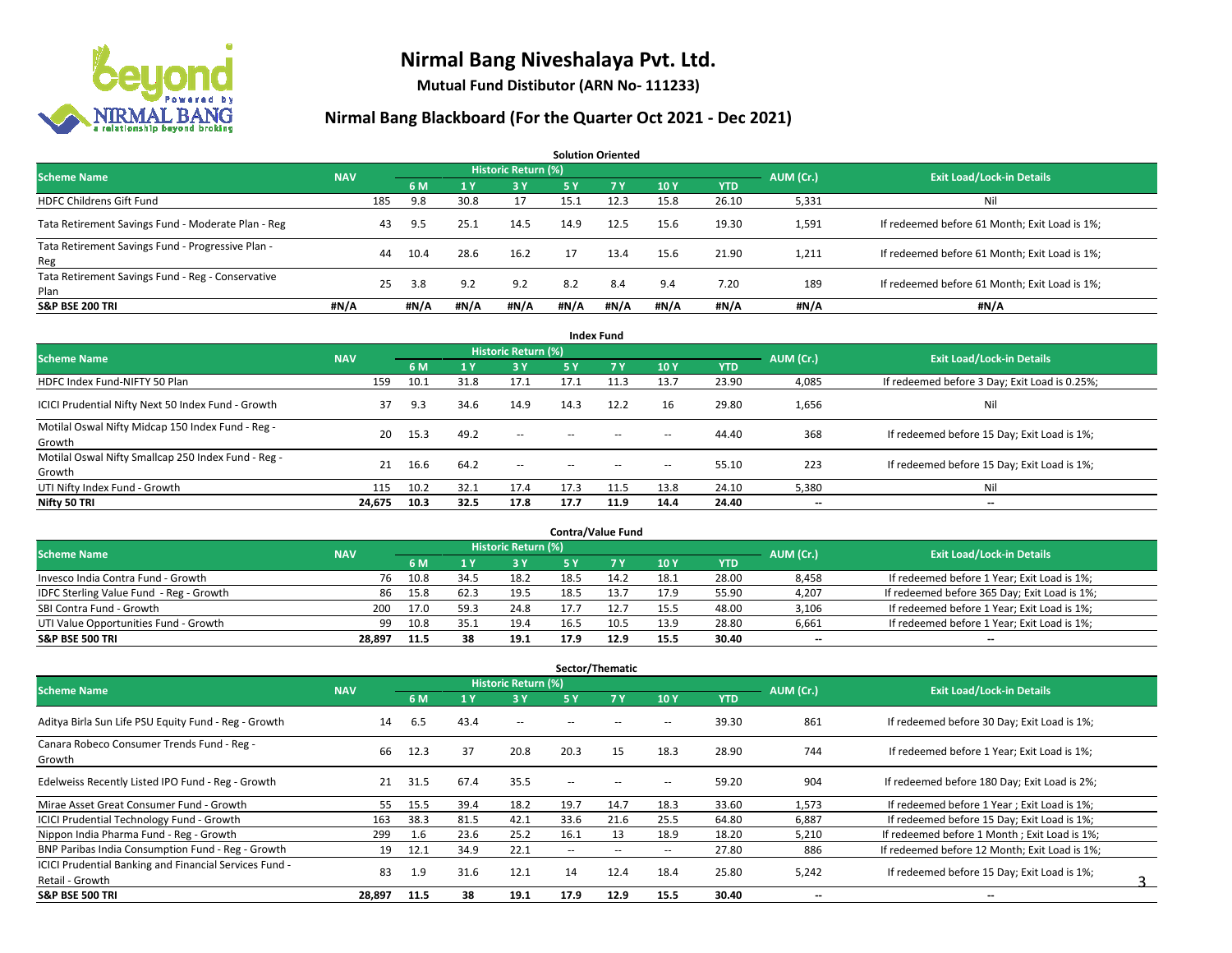# Nirmal Bang Niveshalaya Pvt. Ltd.

**Mutual Fund Distibutor (ARN No- 111233)**

## Nirmal Bang Blackboard (For the Quarter Oct 2021 - Dec 2021)

### Solution Oriented

| Scheme Name | NAV | Historic Return (%) | | | | | | | AUM (Cr.) | Exit Load/Lock-in Details |
|---|---|---|---|---|---|---|---|---|---|---|
| | | 6 M | 1 Y | 3 Y | 5 Y | 7 Y | 10 Y | YTD | | |
| HDFC Childrens Gift Fund | 185 | 9.8 | 30.8 | 17 | 15.1 | 12.3 | 15.8 | 26.10 | 5,331 | Nil |
| Tata Retirement Savings Fund - Moderate Plan - Reg | 43 | 9.5 | 25.1 | 14.5 | 14.9 | 12.5 | 15.6 | 19.30 | 1,591 | If redeemed before 61 Month; Exit Load is 1%; |
| Tata Retirement Savings Fund - Progressive Plan - Reg | 44 | 10.4 | 28.6 | 16.2 | 17 | 13.4 | 15.6 | 21.90 | 1,211 | If redeemed before 61 Month; Exit Load is 1%; |
| Tata Retirement Savings Fund - Reg - Conservative Plan | 25 | 3.8 | 9.2 | 9.2 | 8.2 | 8.4 | 9.4 | 7.20 | 189 | If redeemed before 61 Month; Exit Load is 1%; |
| **S&P BSE 200 TRI** | **#N/A** | **#N/A** | **#N/A** | **#N/A** | **#N/A** | **#N/A** | **#N/A** | **#N/A** | **#N/A** | **#N/A** |

### Index Fund

| Scheme Name | NAV | Historic Return (%) | | | | | | | AUM (Cr.) | Exit Load/Lock-in Details |
|---|---|---|---|---|---|---|---|---|---|---|
| | | 6 M | 1 Y | 3 Y | 5 Y | 7 Y | 10 Y | YTD | | |
| HDFC Index Fund-NIFTY 50 Plan | 159 | 10.1 | 31.8 | 17.1 | 17.1 | 11.3 | 13.7 | 23.90 | 4,085 | If redeemed before 3 Day; Exit Load is 0.25%; |
| ICICI Prudential Nifty Next 50 Index Fund - Growth | 37 | 9.3 | 34.6 | 14.9 | 14.3 | 12.2 | 16 | 29.80 | 1,656 | Nil |
| Motilal Oswal Nifty Midcap 150 Index Fund - Reg - Growth | 20 | 15.3 | 49.2 | -- | -- | -- | -- | 44.40 | 368 | If redeemed before 15 Day; Exit Load is 1%; |
| Motilal Oswal Nifty Smallcap 250 Index Fund - Reg - Growth | 21 | 16.6 | 64.2 | -- | -- | -- | -- | 55.10 | 223 | If redeemed before 15 Day; Exit Load is 1%; |
| UTI Nifty Index Fund - Growth | 115 | 10.2 | 32.1 | 17.4 | 17.3 | 11.5 | 13.8 | 24.10 | 5,380 | Nil |
| **Nifty 50 TRI** | **24,675** | **10.3** | **32.5** | **17.8** | **17.7** | **11.9** | **14.4** | **24.40** | **--** | **--** |

### Contra/Value Fund

| Scheme Name | NAV | Historic Return (%) | | | | | | | AUM (Cr.) | Exit Load/Lock-in Details |
|---|---|---|---|---|---|---|---|---|---|---|
| | | 6 M | 1 Y | 3 Y | 5 Y | 7 Y | 10 Y | YTD | | |
| Invesco India Contra Fund - Growth | 76 | 10.8 | 34.5 | 18.2 | 18.5 | 14.2 | 18.1 | 28.00 | 8,458 | If redeemed before 1 Year; Exit Load is 1%; |
| IDFC Sterling Value Fund - Reg - Growth | 86 | 15.8 | 62.3 | 19.5 | 18.5 | 13.7 | 17.9 | 55.90 | 4,207 | If redeemed before 365 Day; Exit Load is 1%; |
| SBI Contra Fund - Growth | 200 | 17.0 | 59.3 | 24.8 | 17.7 | 12.7 | 15.5 | 48.00 | 3,106 | If redeemed before 1 Year; Exit Load is 1%; |
| UTI Value Opportunities Fund - Growth | 99 | 10.8 | 35.1 | 19.4 | 16.5 | 10.5 | 13.9 | 28.80 | 6,661 | If redeemed before 1 Year; Exit Load is 1%; |
| **S&P BSE 500 TRI** | **28,897** | **11.5** | **38** | **19.1** | **17.9** | **12.9** | **15.5** | **30.40** | **--** | **--** |

### Sector/Thematic

| Scheme Name | NAV | Historic Return (%) | | | | | | | AUM (Cr.) | Exit Load/Lock-in Details |
|---|---|---|---|---|---|---|---|---|---|---|
| | | 6 M | 1 Y | 3 Y | 5 Y | 7 Y | 10 Y | YTD | | |
| Aditya Birla Sun Life PSU Equity Fund - Reg - Growth | 14 | 6.5 | 43.4 | -- | -- | -- | -- | 39.30 | 861 | If redeemed before 30 Day; Exit Load is 1%; |
| Canara Robeco Consumer Trends Fund - Reg - Growth | 66 | 12.3 | 37 | 20.8 | 20.3 | 15 | 18.3 | 28.90 | 744 | If redeemed before 1 Year; Exit Load is 1%; |
| Edelweiss Recently Listed IPO Fund - Reg - Growth | 21 | 31.5 | 67.4 | 35.5 | -- | -- | -- | 59.20 | 904 | If redeemed before 180 Day; Exit Load is 2%; |
| Mirae Asset Great Consumer Fund - Growth | 55 | 15.5 | 39.4 | 18.2 | 19.7 | 14.7 | 18.3 | 33.60 | 1,573 | If redeemed before 1 Year ; Exit Load is 1%; |
| ICICI Prudential Technology Fund - Growth | 163 | 38.3 | 81.5 | 42.1 | 33.6 | 21.6 | 25.5 | 64.80 | 6,887 | If redeemed before 15 Day; Exit Load is 1%; |
| Nippon India Pharma Fund - Reg - Growth | 299 | 1.6 | 23.6 | 25.2 | 16.1 | 13 | 18.9 | 18.20 | 5,210 | If redeemed before 1 Month ; Exit Load is 1%; |
| BNP Paribas India Consumption Fund - Reg - Growth | 19 | 12.1 | 34.9 | 22.1 | -- | -- | -- | 27.80 | 886 | If redeemed before 12 Month; Exit Load is 1%; |
| ICICI Prudential Banking and Financial Services Fund - Retail - Growth | 83 | 1.9 | 31.6 | 12.1 | 14 | 12.4 | 18.4 | 25.80 | 5,242 | If redeemed before 15 Day; Exit Load is 1%; |
| **S&P BSE 500 TRI** | **28,897** | **11.5** | **38** | **19.1** | **17.9** | **12.9** | **15.5** | **30.40** | **--** | **--** |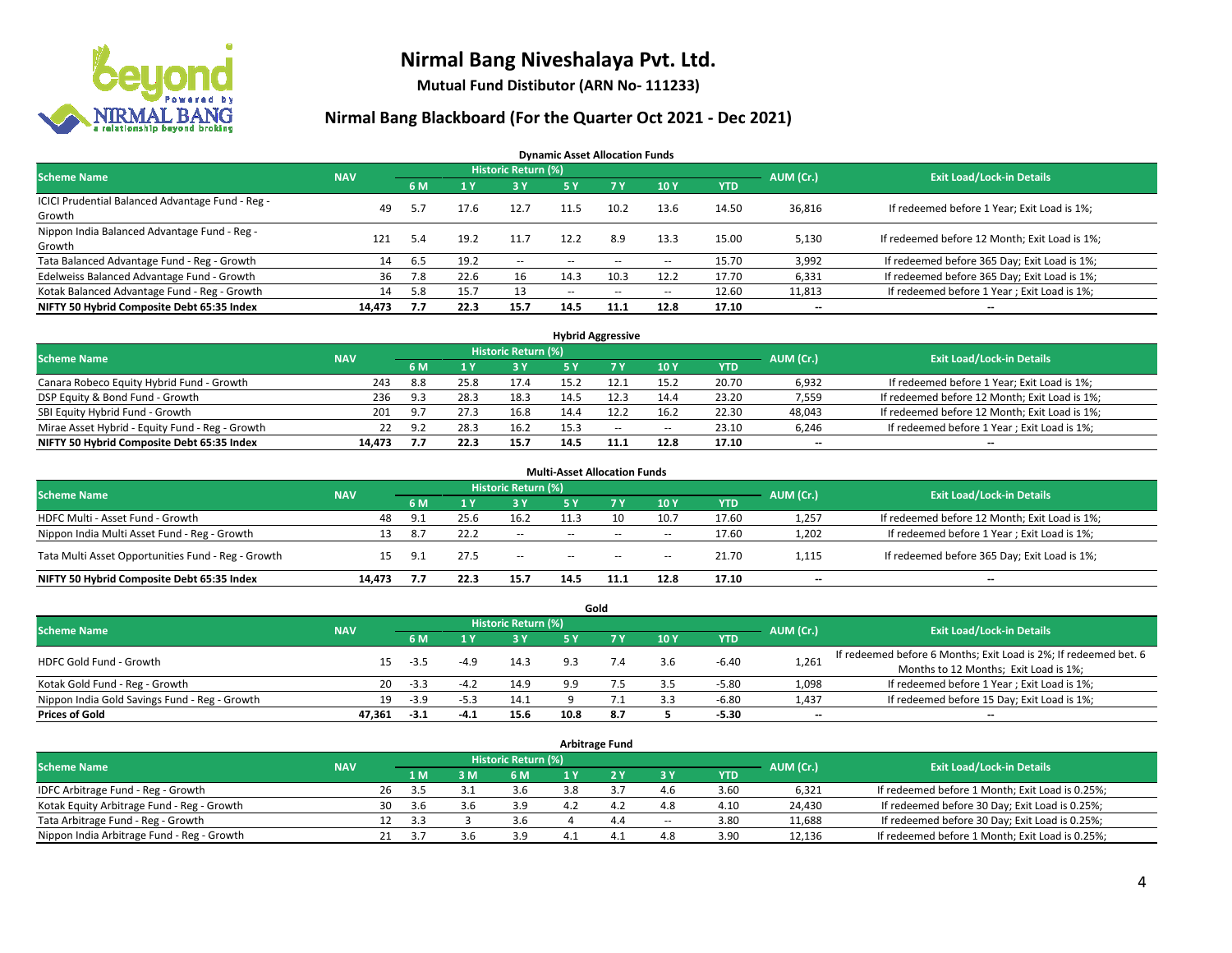# Nirmal Bang Niveshalaya Pvt. Ltd.

**Mutual Fund Distibutor (ARN No- 111233)**

## Nirmal Bang Blackboard (For the Quarter Oct 2021 - Dec 2021)

### Dynamic Asset Allocation Funds

| Scheme Name | NAV | Historic Return (%) | | | | | | | AUM (Cr.) | Exit Load/Lock-in Details |
|---|---|---|---|---|---|---|---|---|---|---|
| | | 6 M | 1 Y | 3 Y | 5 Y | 7 Y | 10 Y | YTD | | |
| ICICI Prudential Balanced Advantage Fund - Reg - Growth | 49 | 5.7 | 17.6 | 12.7 | 11.5 | 10.2 | 13.6 | 14.50 | 36,816 | If redeemed before 1 Year; Exit Load is 1%; |
| Nippon India Balanced Advantage Fund - Reg - Growth | 121 | 5.4 | 19.2 | 11.7 | 12.2 | 8.9 | 13.3 | 15.00 | 5,130 | If redeemed before 12 Month; Exit Load is 1%; |
| Tata Balanced Advantage Fund - Reg - Growth | 14 | 6.5 | 19.2 | -- | -- | -- | -- | 15.70 | 3,992 | If redeemed before 365 Day; Exit Load is 1%; |
| Edelweiss Balanced Advantage Fund - Growth | 36 | 7.8 | 22.6 | 16 | 14.3 | 10.3 | 12.2 | 17.70 | 6,331 | If redeemed before 365 Day; Exit Load is 1%; |
| Kotak Balanced Advantage Fund - Reg - Growth | 14 | 5.8 | 15.7 | 13 | -- | -- | -- | 12.60 | 11,813 | If redeemed before 1 Year ; Exit Load is 1%; |
| **NIFTY 50 Hybrid Composite Debt 65:35 Index** | **14,473** | **7.7** | **22.3** | **15.7** | **14.5** | **11.1** | **12.8** | **17.10** | **--** | **--** |

### Hybrid Aggressive

| Scheme Name | NAV | Historic Return (%) | | | | | | | AUM (Cr.) | Exit Load/Lock-in Details |
|---|---|---|---|---|---|---|---|---|---|---|
| | | 6 M | 1 Y | 3 Y | 5 Y | 7 Y | 10 Y | YTD | | |
| Canara Robeco Equity Hybrid Fund - Growth | 243 | 8.8 | 25.8 | 17.4 | 15.2 | 12.1 | 15.2 | 20.70 | 6,932 | If redeemed before 1 Year; Exit Load is 1%; |
| DSP Equity & Bond Fund - Growth | 236 | 9.3 | 28.3 | 18.3 | 14.5 | 12.3 | 14.4 | 23.20 | 7,559 | If redeemed before 12 Month; Exit Load is 1%; |
| SBI Equity Hybrid Fund - Growth | 201 | 9.7 | 27.3 | 16.8 | 14.4 | 12.2 | 16.2 | 22.30 | 48,043 | If redeemed before 12 Month; Exit Load is 1%; |
| Mirae Asset Hybrid - Equity Fund - Reg - Growth | 22 | 9.2 | 28.3 | 16.2 | 15.3 | -- | -- | 23.10 | 6,246 | If redeemed before 1 Year ; Exit Load is 1%; |
| **NIFTY 50 Hybrid Composite Debt 65:35 Index** | **14,473** | **7.7** | **22.3** | **15.7** | **14.5** | **11.1** | **12.8** | **17.10** | **--** | **--** |

### Multi-Asset Allocation Funds

| Scheme Name | NAV | Historic Return (%) | | | | | | | AUM (Cr.) | Exit Load/Lock-in Details |
|---|---|---|---|---|---|---|---|---|---|---|
| | | 6 M | 1 Y | 3 Y | 5 Y | 7 Y | 10 Y | YTD | | |
| HDFC Multi - Asset Fund - Growth | 48 | 9.1 | 25.6 | 16.2 | 11.3 | 10 | 10.7 | 17.60 | 1,257 | If redeemed before 12 Month; Exit Load is 1%; |
| Nippon India Multi Asset Fund - Reg - Growth | 13 | 8.7 | 22.2 | -- | -- | -- | -- | 17.60 | 1,202 | If redeemed before 1 Year ; Exit Load is 1%; |
| Tata Multi Asset Opportunities Fund - Reg - Growth | 15 | 9.1 | 27.5 | -- | -- | -- | -- | 21.70 | 1,115 | If redeemed before 365 Day; Exit Load is 1%; |
| **NIFTY 50 Hybrid Composite Debt 65:35 Index** | **14,473** | **7.7** | **22.3** | **15.7** | **14.5** | **11.1** | **12.8** | **17.10** | **--** | **--** |

### Gold

| Scheme Name | NAV | Historic Return (%) | | | | | | | AUM (Cr.) | Exit Load/Lock-in Details |
|---|---|---|---|---|---|---|---|---|---|---|
| | | 6 M | 1 Y | 3 Y | 5 Y | 7 Y | 10 Y | YTD | | |
| HDFC Gold Fund - Growth | 15 | -3.5 | -4.9 | 14.3 | 9.3 | 7.4 | 3.6 | -6.40 | 1,261 | If redeemed before 6 Months; Exit Load is 2%; If redeemed bet. 6 Months to 12 Months; Exit Load is 1%; |
| Kotak Gold Fund - Reg - Growth | 20 | -3.3 | -4.2 | 14.9 | 9.9 | 7.5 | 3.5 | -5.80 | 1,098 | If redeemed before 1 Year ; Exit Load is 1%; |
| Nippon India Gold Savings Fund - Reg - Growth | 19 | -3.9 | -5.3 | 14.1 | 9 | 7.1 | 3.3 | -6.80 | 1,437 | If redeemed before 15 Day; Exit Load is 1%; |
| **Prices of Gold** | **47,361** | **-3.1** | **-4.1** | **15.6** | **10.8** | **8.7** | **5** | **-5.30** | **--** | **--** |

### Arbitrage Fund

| Scheme Name | NAV | Historic Return (%) | | | | | | | AUM (Cr.) | Exit Load/Lock-in Details |
|---|---|---|---|---|---|---|---|---|---|---|
| | | 1 M | 3 M | 6 M | 1 Y | 2 Y | 3 Y | YTD | | |
| IDFC Arbitrage Fund - Reg - Growth | 26 | 3.5 | 3.1 | 3.6 | 3.8 | 3.7 | 4.6 | 3.60 | 6,321 | If redeemed before 1 Month; Exit Load is 0.25%; |
| Kotak Equity Arbitrage Fund - Reg - Growth | 30 | 3.6 | 3.6 | 3.9 | 4.2 | 4.2 | 4.8 | 4.10 | 24,430 | If redeemed before 30 Day; Exit Load is 0.25%; |
| Tata Arbitrage Fund - Reg - Growth | 12 | 3.3 | 3 | 3.6 | 4 | 4.4 | -- | 3.80 | 11,688 | If redeemed before 30 Day; Exit Load is 0.25%; |
| Nippon India Arbitrage Fund - Reg - Growth | 21 | 3.7 | 3.6 | 3.9 | 4.1 | 4.1 | 4.8 | 3.90 | 12,136 | If redeemed before 1 Month; Exit Load is 0.25%; |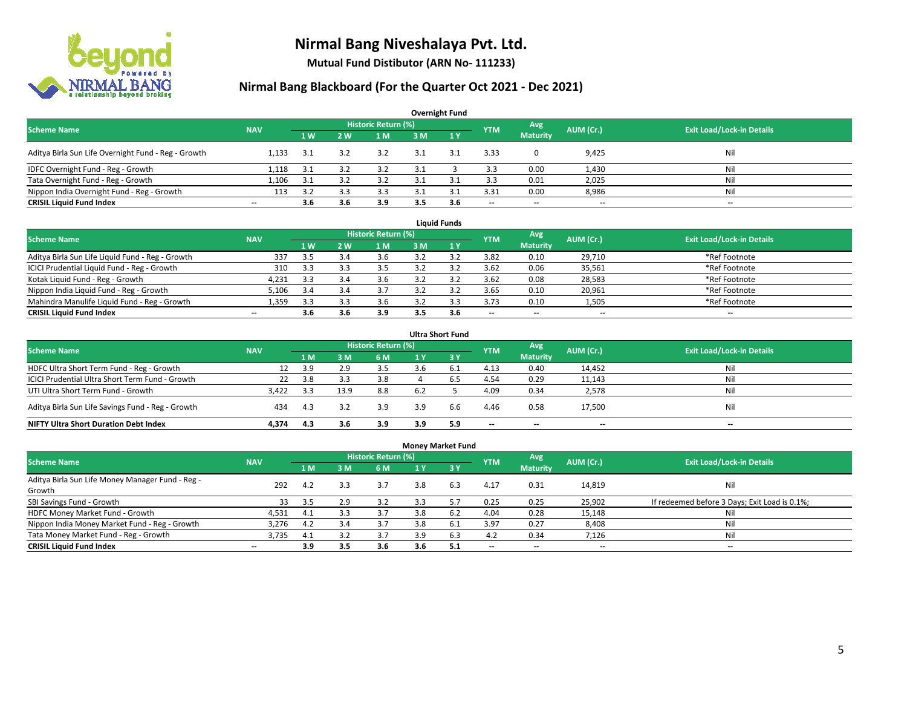# Nirmal Bang Niveshalaya Pvt. Ltd.

**Mutual Fund Distibutor (ARN No- 111233)**

## Nirmal Bang Blackboard (For the Quarter Oct 2021 - Dec 2021)

### Overnight Fund

| Scheme Name | NAV | Historic Return (%) | | | | | YTM | Avg Maturity | AUM (Cr.) | Exit Load/Lock-in Details |
|---|---|---|---|---|---|---|---|---|---|---|
| | | 1 W | 2 W | 1 M | 3 M | 1 Y | | | | |
| Aditya Birla Sun Life Overnight Fund - Reg - Growth | 1,133 | 3.1 | 3.2 | 3.2 | 3.1 | 3.1 | 3.33 | 0 | 9,425 | Nil |
| IDFC Overnight Fund - Reg - Growth | 1,118 | 3.1 | 3.2 | 3.2 | 3.1 | 3 | 3.3 | 0.00 | 1,430 | Nil |
| Tata Overnight Fund - Reg - Growth | 1,106 | 3.1 | 3.2 | 3.2 | 3.1 | 3.1 | 3.3 | 0.01 | 2,025 | Nil |
| Nippon India Overnight Fund - Reg - Growth | 113 | 3.2 | 3.3 | 3.3 | 3.1 | 3.1 | 3.31 | 0.00 | 8,986 | Nil |
| **CRISIL Liquid Fund Index** | -- | **3.6** | **3.6** | **3.9** | **3.5** | **3.6** | -- | -- | -- | -- |

### Liquid Funds

| Scheme Name | NAV | Historic Return (%) | | | | | YTM | Avg Maturity | AUM (Cr.) | Exit Load/Lock-in Details |
|---|---|---|---|---|---|---|---|---|---|---|
| | | 1 W | 2 W | 1 M | 3 M | 1 Y | | | | |
| Aditya Birla Sun Life Liquid Fund - Reg - Growth | 337 | 3.5 | 3.4 | 3.6 | 3.2 | 3.2 | 3.82 | 0.10 | 29,710 | *Ref Footnote |
| ICICI Prudential Liquid Fund - Reg - Growth | 310 | 3.3 | 3.3 | 3.5 | 3.2 | 3.2 | 3.62 | 0.06 | 35,561 | *Ref Footnote |
| Kotak Liquid Fund - Reg - Growth | 4,231 | 3.3 | 3.4 | 3.6 | 3.2 | 3.2 | 3.62 | 0.08 | 28,583 | *Ref Footnote |
| Nippon India Liquid Fund - Reg - Growth | 5,106 | 3.4 | 3.4 | 3.7 | 3.2 | 3.2 | 3.65 | 0.10 | 20,961 | *Ref Footnote |
| Mahindra Manulife Liquid Fund - Reg - Growth | 1,359 | 3.3 | 3.3 | 3.6 | 3.2 | 3.3 | 3.73 | 0.10 | 1,505 | *Ref Footnote |
| **CRISIL Liquid Fund Index** | -- | **3.6** | **3.6** | **3.9** | **3.5** | **3.6** | -- | -- | -- | -- |

### Ultra Short Fund

| Scheme Name | NAV | Historic Return (%) | | | | | YTM | Avg Maturity | AUM (Cr.) | Exit Load/Lock-in Details |
|---|---|---|---|---|---|---|---|---|---|---|
| | | 1 M | 3 M | 6 M | 1 Y | 3 Y | | | | |
| HDFC Ultra Short Term Fund - Reg - Growth | 12 | 3.9 | 2.9 | 3.5 | 3.6 | 6.1 | 4.13 | 0.40 | 14,452 | Nil |
| ICICI Prudential Ultra Short Term Fund - Growth | 22 | 3.8 | 3.3 | 3.8 | 4 | 6.5 | 4.54 | 0.29 | 11,143 | Nil |
| UTI Ultra Short Term Fund - Growth | 3,422 | 3.3 | 13.9 | 8.8 | 6.2 | 5 | 4.09 | 0.34 | 2,578 | Nil |
| Aditya Birla Sun Life Savings Fund - Reg - Growth | 434 | 4.3 | 3.2 | 3.9 | 3.9 | 6.6 | 4.46 | 0.58 | 17,500 | Nil |
| **NIFTY Ultra Short Duration Debt Index** | **4,374** | **4.3** | **3.6** | **3.9** | **3.9** | **5.9** | -- | -- | -- | -- |

### Money Market Fund

| Scheme Name | NAV | Historic Return (%) | | | | | YTM | Avg Maturity | AUM (Cr.) | Exit Load/Lock-in Details |
|---|---|---|---|---|---|---|---|---|---|---|
| | | 1 M | 3 M | 6 M | 1 Y | 3 Y | | | | |
| Aditya Birla Sun Life Money Manager Fund - Reg - Growth | 292 | 4.2 | 3.3 | 3.7 | 3.8 | 6.3 | 4.17 | 0.31 | 14,819 | Nil |
| SBI Savings Fund - Growth | 33 | 3.5 | 2.9 | 3.2 | 3.3 | 5.7 | 0.25 | 0.25 | 25,902 | If redeemed before 3 Days; Exit Load is 0.1%; |
| HDFC Money Market Fund - Growth | 4,531 | 4.1 | 3.3 | 3.7 | 3.8 | 6.2 | 4.04 | 0.28 | 15,148 | Nil |
| Nippon India Money Market Fund - Reg - Growth | 3,276 | 4.2 | 3.4 | 3.7 | 3.8 | 6.1 | 3.97 | 0.27 | 8,408 | Nil |
| Tata Money Market Fund - Reg - Growth | 3,735 | 4.1 | 3.2 | 3.7 | 3.9 | 6.3 | 4.2 | 0.34 | 7,126 | Nil |
| **CRISIL Liquid Fund Index** | -- | **3.9** | **3.5** | **3.6** | **3.6** | **5.1** | -- | -- | -- | -- |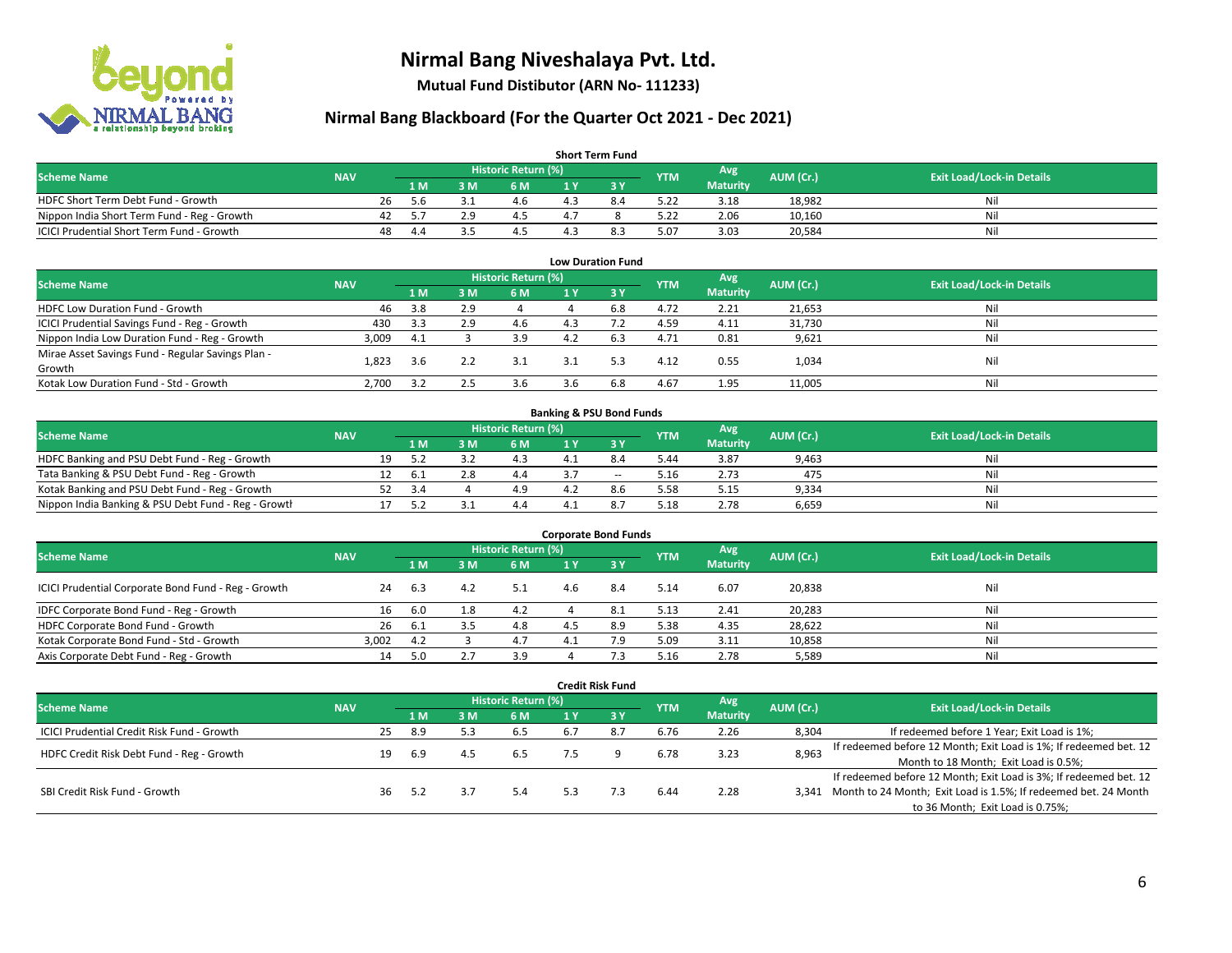# Nirmal Bang Niveshalaya Pvt. Ltd.

**Mutual Fund Distibutor (ARN No- 111233)**

## Nirmal Bang Blackboard (For the Quarter Oct 2021 - Dec 2021)

### Short Term Fund

| Scheme Name | NAV | Historic Return (%) | | | | | YTM | Avg Maturity | AUM (Cr.) | Exit Load/Lock-in Details |
|---|---|---|---|---|---|---|---|---|---|---|
| | | 1 M | 3 M | 6 M | 1 Y | 3 Y | | | | |
| HDFC Short Term Debt Fund - Growth | 26 | 5.6 | 3.1 | 4.6 | 4.3 | 8.4 | 5.22 | 3.18 | 18,982 | Nil |
| Nippon India Short Term Fund - Reg - Growth | 42 | 5.7 | 2.9 | 4.5 | 4.7 | 8 | 5.22 | 2.06 | 10,160 | Nil |
| ICICI Prudential Short Term Fund - Growth | 48 | 4.4 | 3.5 | 4.5 | 4.3 | 8.3 | 5.07 | 3.03 | 20,584 | Nil |

### Low Duration Fund

| Scheme Name | NAV | Historic Return (%) | | | | | YTM | Avg Maturity | AUM (Cr.) | Exit Load/Lock-in Details |
|---|---|---|---|---|---|---|---|---|---|---|
| | | 1 M | 3 M | 6 M | 1 Y | 3 Y | | | | |
| HDFC Low Duration Fund - Growth | 46 | 3.8 | 2.9 | 4 | 4 | 6.8 | 4.72 | 2.21 | 21,653 | Nil |
| ICICI Prudential Savings Fund - Reg - Growth | 430 | 3.3 | 2.9 | 4.6 | 4.3 | 7.2 | 4.59 | 4.11 | 31,730 | Nil |
| Nippon India Low Duration Fund - Reg - Growth | 3,009 | 4.1 | 3 | 3.9 | 4.2 | 6.3 | 4.71 | 0.81 | 9,621 | Nil |
| Mirae Asset Savings Fund - Regular Savings Plan - Growth | 1,823 | 3.6 | 2.2 | 3.1 | 3.1 | 5.3 | 4.12 | 0.55 | 1,034 | Nil |
| Kotak Low Duration Fund - Std - Growth | 2,700 | 3.2 | 2.5 | 3.6 | 3.6 | 6.8 | 4.67 | 1.95 | 11,005 | Nil |

### Banking & PSU Bond Funds

| Scheme Name | NAV | Historic Return (%) | | | | | YTM | Avg Maturity | AUM (Cr.) | Exit Load/Lock-in Details |
|---|---|---|---|---|---|---|---|---|---|---|
| | | 1 M | 3 M | 6 M | 1 Y | 3 Y | | | | |
| HDFC Banking and PSU Debt Fund - Reg - Growth | 19 | 5.2 | 3.2 | 4.3 | 4.1 | 8.4 | 5.44 | 3.87 | 9,463 | Nil |
| Tata Banking & PSU Debt Fund - Reg - Growth | 12 | 6.1 | 2.8 | 4.4 | 3.7 | -- | 5.16 | 2.73 | 475 | Nil |
| Kotak Banking and PSU Debt Fund - Reg - Growth | 52 | 3.4 | 4 | 4.9 | 4.2 | 8.6 | 5.58 | 5.15 | 9,334 | Nil |
| Nippon India Banking & PSU Debt Fund - Reg - Growth | 17 | 5.2 | 3.1 | 4.4 | 4.1 | 8.7 | 5.18 | 2.78 | 6,659 | Nil |

### Corporate Bond Funds

| Scheme Name | NAV | Historic Return (%) | | | | | YTM | Avg Maturity | AUM (Cr.) | Exit Load/Lock-in Details |
|---|---|---|---|---|---|---|---|---|---|---|
| | | 1 M | 3 M | 6 M | 1 Y | 3 Y | | | | |
| ICICI Prudential Corporate Bond Fund - Reg - Growth | 24 | 6.3 | 4.2 | 5.1 | 4.6 | 8.4 | 5.14 | 6.07 | 20,838 | Nil |
| IDFC Corporate Bond Fund - Reg - Growth | 16 | 6.0 | 1.8 | 4.2 | 4 | 8.1 | 5.13 | 2.41 | 20,283 | Nil |
| HDFC Corporate Bond Fund - Growth | 26 | 6.1 | 3.5 | 4.8 | 4.5 | 8.9 | 5.38 | 4.35 | 28,622 | Nil |
| Kotak Corporate Bond Fund - Std - Growth | 3,002 | 4.2 | 3 | 4.7 | 4.1 | 7.9 | 5.09 | 3.11 | 10,858 | Nil |
| Axis Corporate Debt Fund - Reg - Growth | 14 | 5.0 | 2.7 | 3.9 | 4 | 7.3 | 5.16 | 2.78 | 5,589 | Nil |

### Credit Risk Fund

| Scheme Name | NAV | Historic Return (%) | | | | | YTM | Avg Maturity | AUM (Cr.) | Exit Load/Lock-in Details |
|---|---|---|---|---|---|---|---|---|---|---|
| | | 1 M | 3 M | 6 M | 1 Y | 3 Y | | | | |
| ICICI Prudential Credit Risk Fund - Growth | 25 | 8.9 | 5.3 | 6.5 | 6.7 | 8.7 | 6.76 | 2.26 | 8,304 | If redeemed before 1 Year; Exit Load is 1%; |
| HDFC Credit Risk Debt Fund - Reg - Growth | 19 | 6.9 | 4.5 | 6.5 | 7.5 | 9 | 6.78 | 3.23 | 8,963 | If redeemed before 12 Month; Exit Load is 1%; If redeemed bet. 12 Month to 18 Month; Exit Load is 0.5%; |
| SBI Credit Risk Fund - Growth | 36 | 5.2 | 3.7 | 5.4 | 5.3 | 7.3 | 6.44 | 2.28 | 3,341 | If redeemed before 12 Month; Exit Load is 3%; If redeemed bet. 12 Month to 24 Month; Exit Load is 1.5%; If redeemed bet. 24 Month to 36 Month; Exit Load is 0.75%; |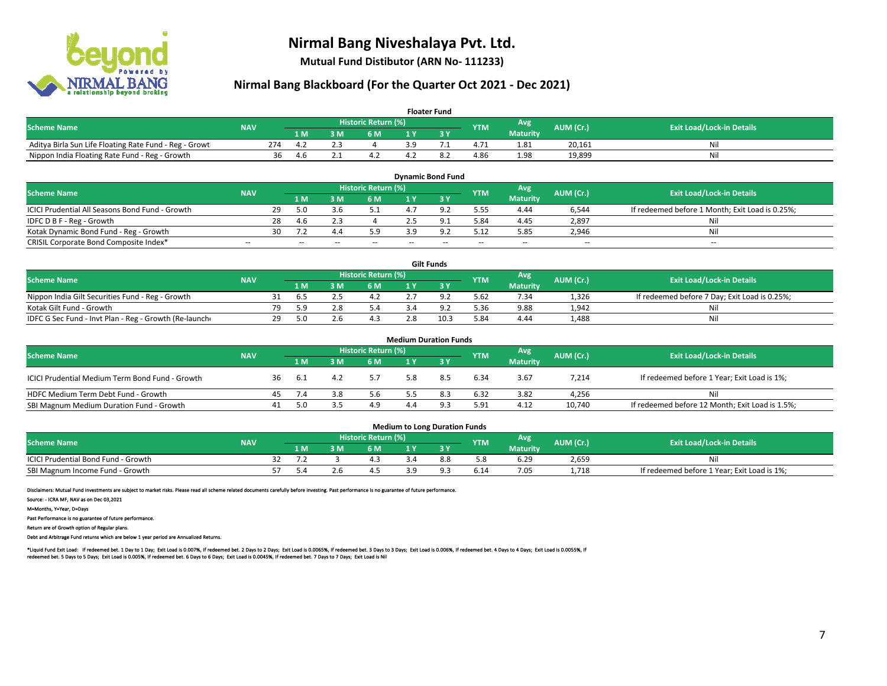# Nirmal Bang Niveshalaya Pvt. Ltd.

**Mutual Fund Distibutor (ARN No- 111233)**

## Nirmal Bang Blackboard (For the Quarter Oct 2021 - Dec 2021)

### Floater Fund

| Scheme Name | NAV | Historic Return (%) | | | | | YTM | Avg Maturity | AUM (Cr.) | Exit Load/Lock-in Details |
|---|---|---|---|---|---|---|---|---|---|---|
| | | 1 M | 3 M | 6 M | 1 Y | 3 Y | | | | |
| Aditya Birla Sun Life Floating Rate Fund - Reg - Growt | 274 | 4.2 | 2.3 | 4 | 3.9 | 7.1 | 4.71 | 1.81 | 20,161 | Nil |
| Nippon India Floating Rate Fund - Reg - Growth | 36 | 4.6 | 2.1 | 4.2 | 4.2 | 8.2 | 4.86 | 1.98 | 19,899 | Nil |

### Dynamic Bond Fund

| Scheme Name | NAV | Historic Return (%) | | | | | YTM | Avg Maturity | AUM (Cr.) | Exit Load/Lock-in Details |
|---|---|---|---|---|---|---|---|---|---|---|
| | | 1 M | 3 M | 6 M | 1 Y | 3 Y | | | | |
| ICICI Prudential All Seasons Bond Fund - Growth | 29 | 5.0 | 3.6 | 5.1 | 4.7 | 9.2 | 5.55 | 4.44 | 6,544 | If redeemed before 1 Month; Exit Load is 0.25%; |
| IDFC D B F - Reg - Growth | 28 | 4.6 | 2.3 | 4 | 2.5 | 9.1 | 5.84 | 4.45 | 2,897 | Nil |
| Kotak Dynamic Bond Fund - Reg - Growth | 30 | 7.2 | 4.4 | 5.9 | 3.9 | 9.2 | 5.12 | 5.85 | 2,946 | Nil |
| CRISIL Corporate Bond Composite Index* | -- | -- | -- | -- | -- | -- | -- | -- | -- | -- |

### Gilt Funds

| Scheme Name | NAV | Historic Return (%) | | | | | YTM | Avg Maturity | AUM (Cr.) | Exit Load/Lock-in Details |
|---|---|---|---|---|---|---|---|---|---|---|
| | | 1 M | 3 M | 6 M | 1 Y | 3 Y | | | | |
| Nippon India Gilt Securities Fund - Reg - Growth | 31 | 6.5 | 2.5 | 4.2 | 2.7 | 9.2 | 5.62 | 7.34 | 1,326 | If redeemed before 7 Day; Exit Load is 0.25%; |
| Kotak Gilt Fund - Growth | 79 | 5.9 | 2.8 | 5.4 | 3.4 | 9.2 | 5.36 | 9.88 | 1,942 | Nil |
| IDFC G Sec Fund - Invt Plan - Reg - Growth (Re-launch | 29 | 5.0 | 2.6 | 4.3 | 2.8 | 10.3 | 5.84 | 4.44 | 1,488 | Nil |

### Medium Duration Funds

| Scheme Name | NAV | Historic Return (%) | | | | | YTM | Avg Maturity | AUM (Cr.) | Exit Load/Lock-in Details |
|---|---|---|---|---|---|---|---|---|---|---|
| | | 1 M | 3 M | 6 M | 1 Y | 3 Y | | | | |
| ICICI Prudential Medium Term Bond Fund - Growth | 36 | 6.1 | 4.2 | 5.7 | 5.8 | 8.5 | 6.34 | 3.67 | 7,214 | If redeemed before 1 Year; Exit Load is 1%; |
| HDFC Medium Term Debt Fund - Growth | 45 | 7.4 | 3.8 | 5.6 | 5.5 | 8.3 | 6.32 | 3.82 | 4,256 | Nil |
| SBI Magnum Medium Duration Fund - Growth | 41 | 5.0 | 3.5 | 4.9 | 4.4 | 9.3 | 5.91 | 4.12 | 10,740 | If redeemed before 12 Month; Exit Load is 1.5%; |

### Medium to Long Duration Funds

| Scheme Name | NAV | Historic Return (%) | | | | | YTM | Avg Maturity | AUM (Cr.) | Exit Load/Lock-in Details |
|---|---|---|---|---|---|---|---|---|---|---|
| | | 1 M | 3 M | 6 M | 1 Y | 3 Y | | | | |
| ICICI Prudential Bond Fund - Growth | 32 | 7.2 | 3 | 4.3 | 3.4 | 8.8 | 5.8 | 6.29 | 2,659 | Nil |
| SBI Magnum Income Fund - Growth | 57 | 5.4 | 2.6 | 4.5 | 3.9 | 9.3 | 6.14 | 7.05 | 1,718 | If redeemed before 1 Year; Exit Load is 1%; |

Disclaimers: Mutual Fund investments are subject to market risks. Please read all scheme related documents carefully before investing. Past performance is no guarantee of future performance.

Source: - ICRA MF, NAV as on Dec 03,2021

M=Months, Y=Year, D=Days

Past Performance is no guarantee of future performance.

Return are of Growth option of Regular plans.

Debt and Arbitrage Fund returns which are below 1 year period are Annualized Returns.

*Liquid Fund Exit Load: If redeemed bet. 1 Day to 1 Day; Exit Load is 0.007%, If redeemed bet. 2 Days to 2 Days; Exit Load is 0.0065%, If redeemed bet. 3 Days to 3 Days; Exit Load is 0.006%, If redeemed bet. 4 Days to 4 Days; Exit Load is 0.0055%, If redeemed bet. 5 Days to 5 Days; Exit Load is 0.005%, If redeemed bet. 6 Days to 6 Days; Exit Load is 0.0045%, If redeemed bet. 7 Days to 7 Days; Exit Load is Nil